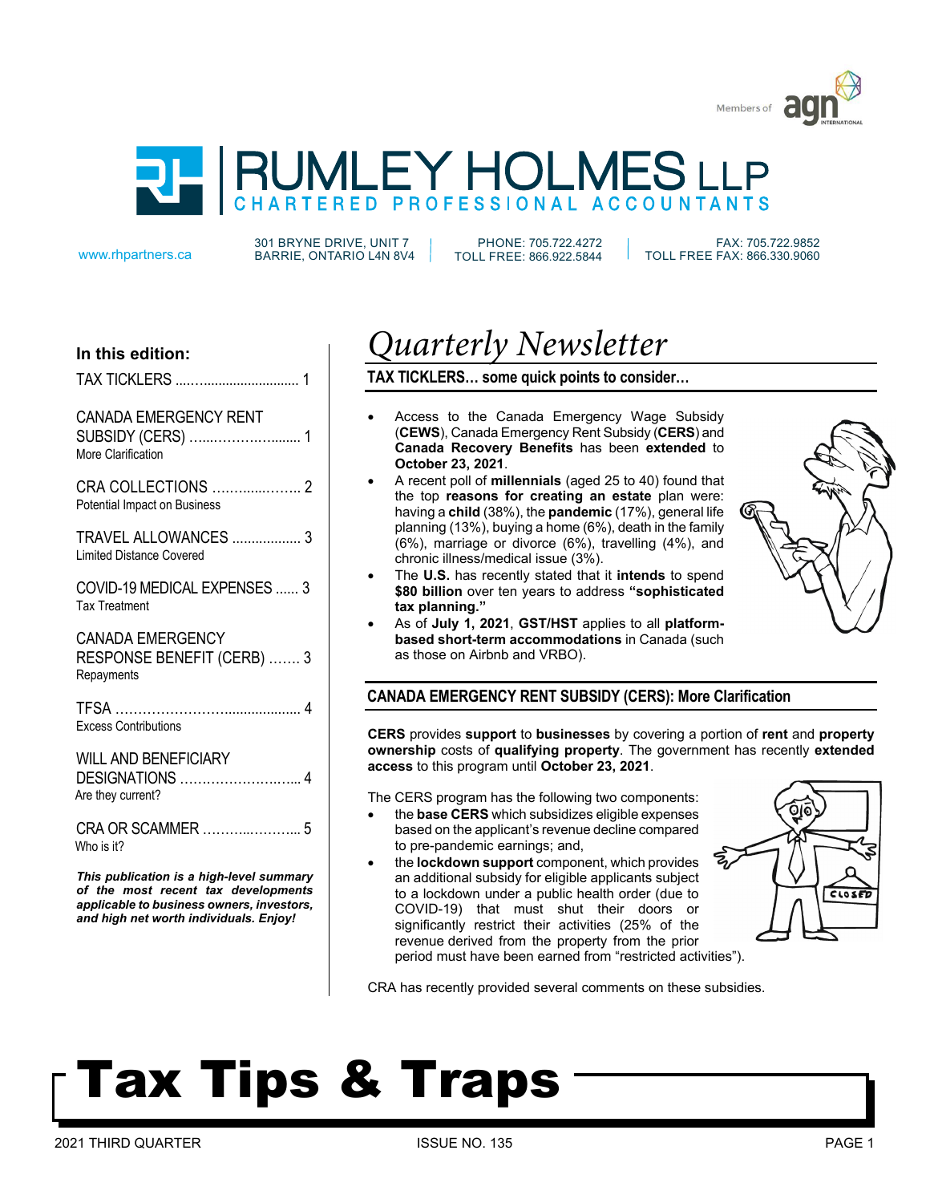# RUMLEY HOLMES LLP

CHARTERED PROFESSIONAL ACCOUNTANTS

Members of agn INTERNATIONAL

www.rhpartners.ca | 301 BRYNE DRIVE, UNIT 7, BARRIE, ONTARIO L4N 8V4 | PHONE: 705.722.4272, TOLL FREE: 866.922.5844 | FAX: 705.722.9852, TOLL FREE FAX: 866.330.9060

**In this edition:**

- TAX TICKLERS ..... 1
- CANADA EMERGENCY RENT SUBSIDY (CERS) ..... 1 — More Clarification
- CRA COLLECTIONS ..... 2 — Potential Impact on Business
- TRAVEL ALLOWANCES ..... 3 — Limited Distance Covered
- COVID-19 MEDICAL EXPENSES ..... 3 — Tax Treatment
- CANADA EMERGENCY RESPONSE BENEFIT (CERB) ..... 3 — Repayments
- TFSA ..... 4 — Excess Contributions
- WILL AND BENEFICIARY DESIGNATIONS ..... 4 — Are they current?
- CRA OR SCAMMER ..... 5 — Who is it?

***This publication is a high-level summary of the most recent tax developments applicable to business owners, investors, and high net worth individuals. Enjoy!***

# *Quarterly Newsletter*

## TAX TICKLERS… some quick points to consider…

- Access to the Canada Emergency Wage Subsidy (**CEWS**), Canada Emergency Rent Subsidy (**CERS**) and **Canada Recovery Benefits** has been **extended** to **October 23, 2021**.
- A recent poll of **millennials** (aged 25 to 40) found that the top **reasons for creating an estate** plan were: having a **child** (38%), the **pandemic** (17%), general life planning (13%), buying a home (6%), death in the family (6%), marriage or divorce (6%), travelling (4%), and chronic illness/medical issue (3%).
- The **U.S.** has recently stated that it **intends** to spend **$80 billion** over ten years to address **"sophisticated tax planning."**
- As of **July 1, 2021**, **GST/HST** applies to all **platform-based short-term accommodations** in Canada (such as those on Airbnb and VRBO).

## CANADA EMERGENCY RENT SUBSIDY (CERS): More Clarification

**CERS** provides **support** to **businesses** by covering a portion of **rent** and **property ownership** costs of **qualifying property**. The government has recently **extended access** to this program until **October 23, 2021**.

The CERS program has the following two components:

- the **base CERS** which subsidizes eligible expenses based on the applicant's revenue decline compared to pre-pandemic earnings; and,
- the **lockdown support** component, which provides an additional subsidy for eligible applicants subject to a lockdown under a public health order (due to COVID-19) that must shut their doors or significantly restrict their activities (25% of the revenue derived from the property from the prior period must have been earned from "restricted activities").

CRA has recently provided several comments on these subsidies.

# Tax Tips & Traps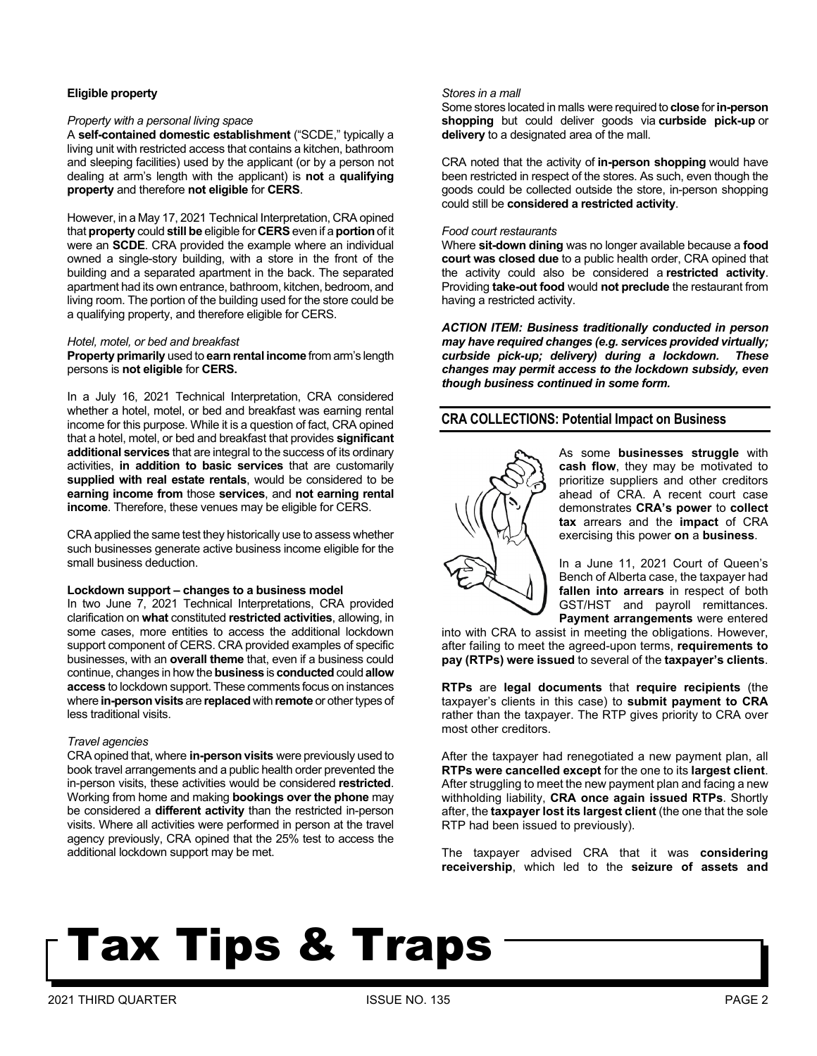**Eligible property**

*Property with a personal living space*

A **self-contained domestic establishment** ("SCDE," typically a living unit with restricted access that contains a kitchen, bathroom and sleeping facilities) used by the applicant (or by a person not dealing at arm's length with the applicant) is **not** a **qualifying property** and therefore **not eligible** for **CERS**.

However, in a May 17, 2021 Technical Interpretation, CRA opined that **property** could **still be** eligible for **CERS** even if a **portion** of it were an **SCDE**. CRA provided the example where an individual owned a single-story building, with a store in the front of the building and a separated apartment in the back. The separated apartment had its own entrance, bathroom, kitchen, bedroom, and living room. The portion of the building used for the store could be a qualifying property, and therefore eligible for CERS.

*Hotel, motel, or bed and breakfast*

**Property primarily** used to **earn rental income** from arm's length persons is **not eligible** for **CERS.**

In a July 16, 2021 Technical Interpretation, CRA considered whether a hotel, motel, or bed and breakfast was earning rental income for this purpose. While it is a question of fact, CRA opined that a hotel, motel, or bed and breakfast that provides **significant additional services** that are integral to the success of its ordinary activities, **in addition to basic services** that are customarily **supplied with real estate rentals**, would be considered to be **earning income from** those **services**, and **not earning rental income**. Therefore, these venues may be eligible for CERS.

CRA applied the same test they historically use to assess whether such businesses generate active business income eligible for the small business deduction.

**Lockdown support – changes to a business model**

In two June 7, 2021 Technical Interpretations, CRA provided clarification on **what** constituted **restricted activities**, allowing, in some cases, more entities to access the additional lockdown support component of CERS. CRA provided examples of specific businesses, with an **overall theme** that, even if a business could continue, changes in how the **business** is **conducted** could **allow access** to lockdown support. These comments focus on instances where **in-person visits** are **replaced** with **remote** or other types of less traditional visits.

*Travel agencies*

CRA opined that, where **in-person visits** were previously used to book travel arrangements and a public health order prevented the in-person visits, these activities would be considered **restricted**. Working from home and making **bookings over the phone** may be considered a **different activity** than the restricted in-person visits. Where all activities were performed in person at the travel agency previously, CRA opined that the 25% test to access the additional lockdown support may be met.

*Stores in a mall*

Some stores located in malls were required to **close** for **in-person shopping** but could deliver goods via **curbside pick-up** or **delivery** to a designated area of the mall.

CRA noted that the activity of **in-person shopping** would have been restricted in respect of the stores. As such, even though the goods could be collected outside the store, in-person shopping could still be **considered a restricted activity**.

*Food court restaurants*

Where **sit-down dining** was no longer available because a **food court was closed due** to a public health order, CRA opined that the activity could also be considered a **restricted activity**. Providing **take-out food** would **not preclude** the restaurant from having a restricted activity.

***ACTION ITEM: Business traditionally conducted in person may have required changes (e.g. services provided virtually; curbside pick-up; delivery) during a lockdown. These changes may permit access to the lockdown subsidy, even though business continued in some form.***

## CRA COLLECTIONS: Potential Impact on Business

As some **businesses struggle** with **cash flow**, they may be motivated to prioritize suppliers and other creditors ahead of CRA. A recent court case demonstrates **CRA's power** to **collect tax** arrears and the **impact** of CRA exercising this power **on** a **business**.

In a June 11, 2021 Court of Queen's Bench of Alberta case, the taxpayer had **fallen into arrears** in respect of both GST/HST and payroll remittances. **Payment arrangements** were entered into with CRA to assist in meeting the obligations. However, after failing to meet the agreed-upon terms, **requirements to pay (RTPs) were issued** to several of the **taxpayer's clients**.

**RTPs** are **legal documents** that **require recipients** (the taxpayer's clients in this case) to **submit payment to CRA** rather than the taxpayer. The RTP gives priority to CRA over most other creditors.

After the taxpayer had renegotiated a new payment plan, all **RTPs were cancelled except** for the one to its **largest client**. After struggling to meet the new payment plan and facing a new withholding liability, **CRA once again issued RTPs**. Shortly after, the **taxpayer lost its largest client** (the one that the sole RTP had been issued to previously).

The taxpayer advised CRA that it was **considering receivership**, which led to the **seizure of assets and**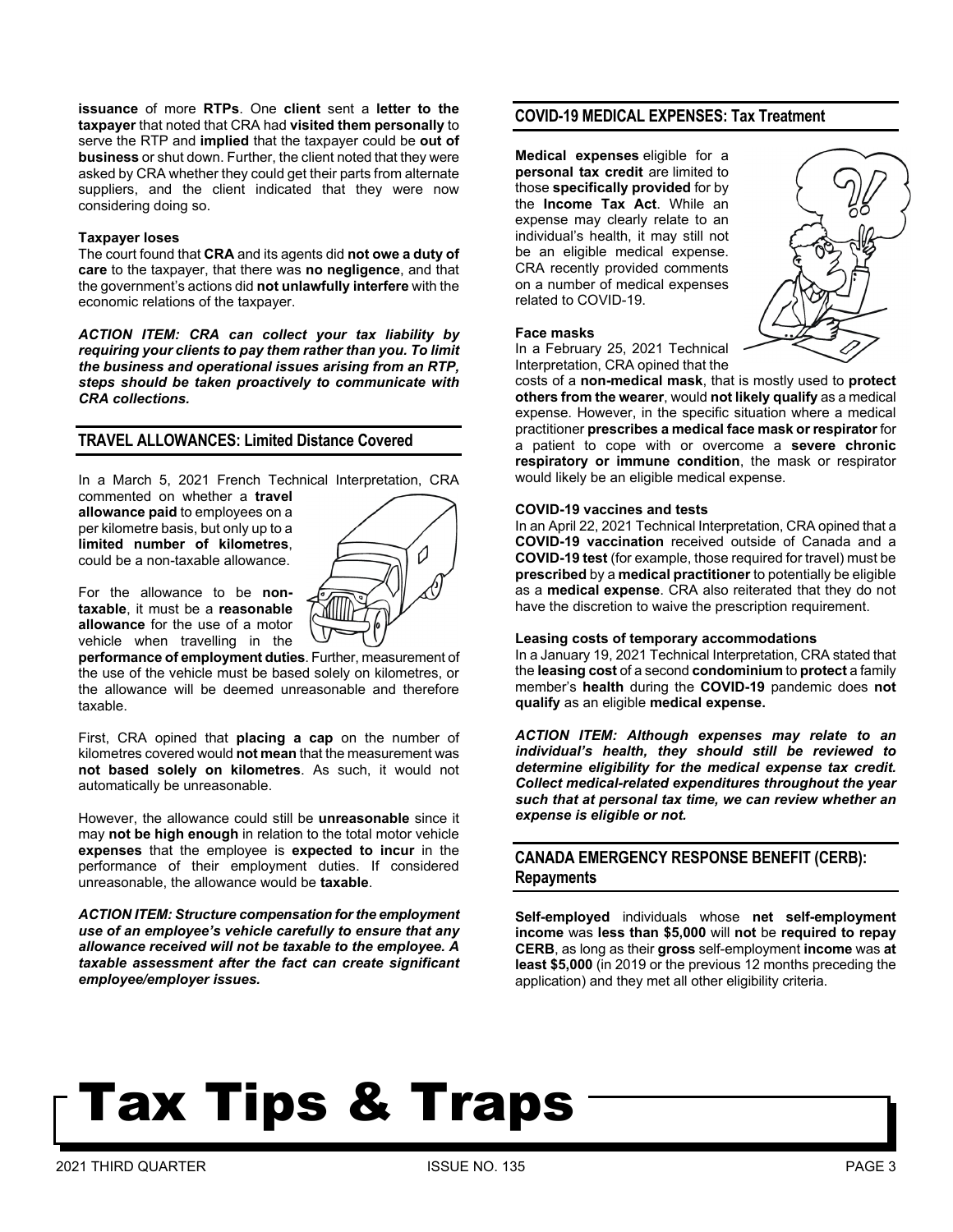**issuance** of more **RTPs**. One **client** sent a **letter to the taxpayer** that noted that CRA had **visited them personally** to serve the RTP and **implied** that the taxpayer could be **out of business** or shut down. Further, the client noted that they were asked by CRA whether they could get their parts from alternate suppliers, and the client indicated that they were now considering doing so.

**Taxpayer loses**

The court found that **CRA** and its agents did **not owe a duty of care** to the taxpayer, that there was **no negligence**, and that the government's actions did **not unlawfully interfere** with the economic relations of the taxpayer.

***ACTION ITEM: CRA can collect your tax liability by requiring your clients to pay them rather than you. To limit the business and operational issues arising from an RTP, steps should be taken proactively to communicate with CRA collections.***

## TRAVEL ALLOWANCES: Limited Distance Covered

In a March 5, 2021 French Technical Interpretation, CRA commented on whether a **travel allowance paid** to employees on a per kilometre basis, but only up to a **limited number of kilometres**, could be a non-taxable allowance.

For the allowance to be **non-taxable**, it must be a **reasonable allowance** for the use of a motor vehicle when travelling in the **performance of employment duties**. Further, measurement of the use of the vehicle must be based solely on kilometres, or the allowance will be deemed unreasonable and therefore taxable.

First, CRA opined that **placing a cap** on the number of kilometres covered would **not mean** that the measurement was **not based solely on kilometres**. As such, it would not automatically be unreasonable.

However, the allowance could still be **unreasonable** since it may **not be high enough** in relation to the total motor vehicle **expenses** that the employee is **expected to incur** in the performance of their employment duties. If considered unreasonable, the allowance would be **taxable**.

***ACTION ITEM: Structure compensation for the employment use of an employee's vehicle carefully to ensure that any allowance received will not be taxable to the employee. A taxable assessment after the fact can create significant employee/employer issues.***

## COVID-19 MEDICAL EXPENSES: Tax Treatment

**Medical expenses** eligible for a **personal tax credit** are limited to those **specifically provided** for by the **Income Tax Act**. While an expense may clearly relate to an individual's health, it may still not be an eligible medical expense. CRA recently provided comments on a number of medical expenses related to COVID-19.

**Face masks**

In a February 25, 2021 Technical Interpretation, CRA opined that the costs of a **non-medical mask**, that is mostly used to **protect others from the wearer**, would **not likely qualify** as a medical expense. However, in the specific situation where a medical practitioner **prescribes a medical face mask or respirator** for a patient to cope with or overcome a **severe chronic respiratory or immune condition**, the mask or respirator would likely be an eligible medical expense.

**COVID-19 vaccines and tests**

In an April 22, 2021 Technical Interpretation, CRA opined that a **COVID-19 vaccination** received outside of Canada and a **COVID-19 test** (for example, those required for travel) must be **prescribed** by a **medical practitioner** to potentially be eligible as a **medical expense**. CRA also reiterated that they do not have the discretion to waive the prescription requirement.

**Leasing costs of temporary accommodations**

In a January 19, 2021 Technical Interpretation, CRA stated that the **leasing cost** of a second **condominium** to **protect** a family member's **health** during the **COVID-19** pandemic does **not qualify** as an eligible **medical expense.**

***ACTION ITEM: Although expenses may relate to an individual's health, they should still be reviewed to determine eligibility for the medical expense tax credit. Collect medical-related expenditures throughout the year such that at personal tax time, we can review whether an expense is eligible or not.***

## CANADA EMERGENCY RESPONSE BENEFIT (CERB): Repayments

**Self-employed** individuals whose **net self-employment income** was **less than $5,000** will **not** be **required to repay CERB**, as long as their **gross** self-employment **income** was **at least $5,000** (in 2019 or the previous 12 months preceding the application) and they met all other eligibility criteria.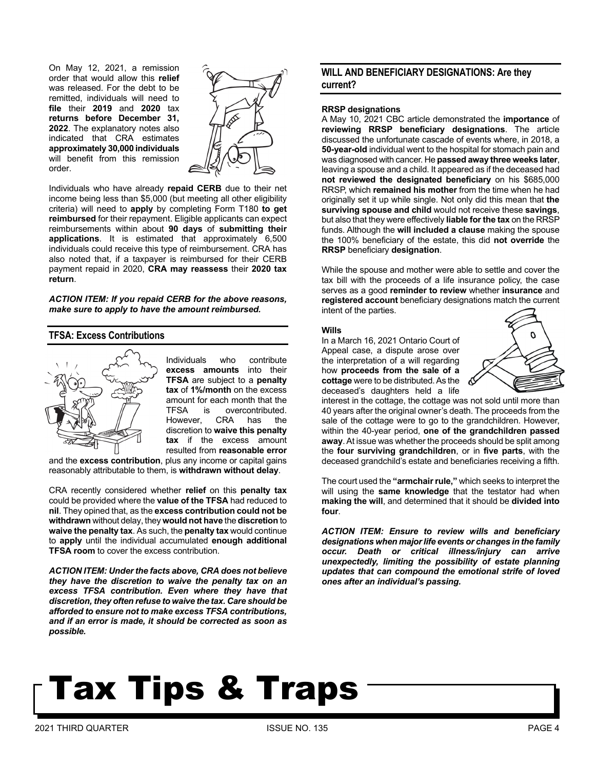On May 12, 2021, a remission order that would allow this **relief** was released. For the debt to be remitted, individuals will need to **file** their **2019** and **2020** tax **returns before December 31, 2022**. The explanatory notes also indicated that CRA estimates **approximately 30,000 individuals** will benefit from this remission order.

Individuals who have already **repaid CERB** due to their net income being less than $5,000 (but meeting all other eligibility criteria) will need to **apply** by completing Form T180 **to get reimbursed** for their repayment. Eligible applicants can expect reimbursements within about **90 days** of **submitting their applications**. It is estimated that approximately 6,500 individuals could receive this type of reimbursement. CRA has also noted that, if a taxpayer is reimbursed for their CERB payment repaid in 2020, **CRA may reassess** their **2020 tax return**.

***ACTION ITEM: If you repaid CERB for the above reasons, make sure to apply to have the amount reimbursed.***

## TFSA: Excess Contributions

Individuals who contribute **excess amounts** into their **TFSA** are subject to a **penalty tax** of **1%/month** on the excess amount for each month that the TFSA is overcontributed. However, CRA has the discretion to **waive this penalty tax** if the excess amount resulted from **reasonable error** and the **excess contribution**, plus any income or capital gains reasonably attributable to them, is **withdrawn without delay**.

CRA recently considered whether **relief** on this **penalty tax** could be provided where the **value of the TFSA** had reduced to **nil**. They opined that, as the **excess contribution could not be withdrawn** without delay, they **would not have** the **discretion** to **waive the penalty tax**. As such, the **penalty tax** would continue to **apply** until the individual accumulated **enough additional TFSA room** to cover the excess contribution.

***ACTION ITEM: Under the facts above, CRA does not believe they have the discretion to waive the penalty tax on an excess TFSA contribution. Even where they have that discretion, they often refuse to waive the tax. Care should be afforded to ensure not to make excess TFSA contributions, and if an error is made, it should be corrected as soon as possible.***

## WILL AND BENEFICIARY DESIGNATIONS: Are they current?

### RRSP designations

A May 10, 2021 CBC article demonstrated the **importance** of **reviewing RRSP beneficiary designations**. The article discussed the unfortunate cascade of events where, in 2018, a **50-year-old** individual went to the hospital for stomach pain and was diagnosed with cancer. He **passed away three weeks later**, leaving a spouse and a child. It appeared as if the deceased had **not reviewed the designated beneficiary** on his $685,000 RRSP, which **remained his mother** from the time when he had originally set it up while single. Not only did this mean that **the surviving spouse and child** would not receive these **savings**, but also that they were effectively **liable for the tax** on the RRSP funds. Although the **will included a clause** making the spouse the 100% beneficiary of the estate, this did **not override** the **RRSP** beneficiary **designation**.

While the spouse and mother were able to settle and cover the tax bill with the proceeds of a life insurance policy, the case serves as a good **reminder to review** whether **insurance** and **registered account** beneficiary designations match the current intent of the parties.

### Wills

In a March 16, 2021 Ontario Court of Appeal case, a dispute arose over the interpretation of a will regarding how **proceeds from the sale of a cottage** were to be distributed. As the deceased's daughters held a life interest in the cottage, the cottage was not sold until more than 40 years after the original owner's death. The proceeds from the sale of the cottage were to go to the grandchildren. However, within the 40-year period, **one of the grandchildren passed away**. At issue was whether the proceeds should be split among the **four surviving grandchildren**, or in **five parts**, with the deceased grandchild's estate and beneficiaries receiving a fifth.

The court used the **"armchair rule,"** which seeks to interpret the will using the **same knowledge** that the testator had when **making the will**, and determined that it should be **divided into four**.

***ACTION ITEM: Ensure to review wills and beneficiary designations when major life events or changes in the family occur. Death or critical illness/injury can arrive unexpectedly, limiting the possibility of estate planning updates that can compound the emotional strife of loved ones after an individual's passing.***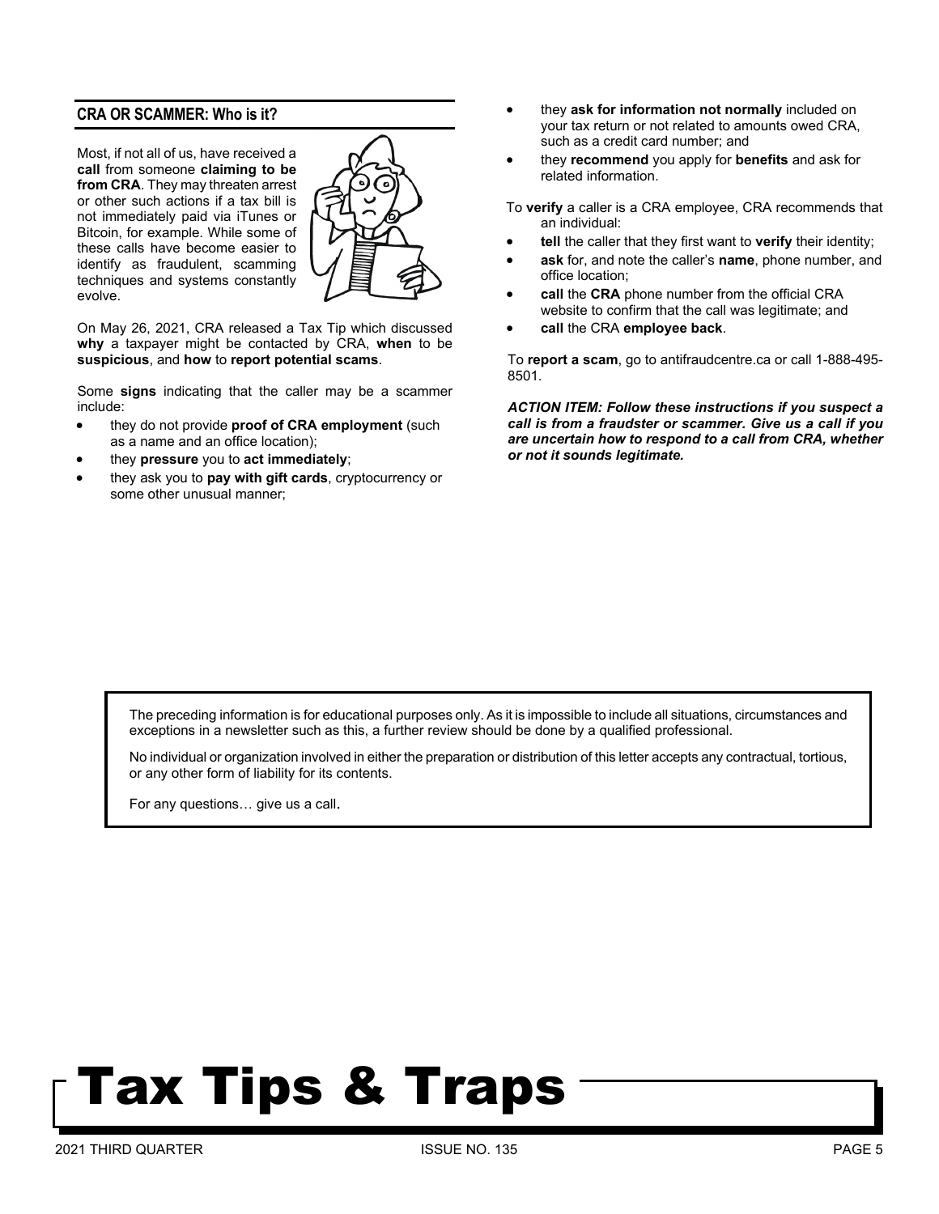## CRA OR SCAMMER: Who is it?

Most, if not all of us, have received a **call** from someone **claiming to be from CRA**. They may threaten arrest or other such actions if a tax bill is not immediately paid via iTunes or Bitcoin, for example. While some of these calls have become easier to identify as fraudulent, scamming techniques and systems constantly evolve.

On May 26, 2021, CRA released a Tax Tip which discussed **why** a taxpayer might be contacted by CRA, **when** to be **suspicious**, and **how** to **report potential scams**.

Some **signs** indicating that the caller may be a scammer include:

- they do not provide **proof of CRA employment** (such as a name and an office location);
- they **pressure** you to **act immediately**;
- they ask you to **pay with gift cards**, cryptocurrency or some other unusual manner;
- they **ask for information not normally** included on your tax return or not related to amounts owed CRA, such as a credit card number; and
- they **recommend** you apply for **benefits** and ask for related information.

To **verify** a caller is a CRA employee, CRA recommends that an individual:

- **tell** the caller that they first want to **verify** their identity;
- **ask** for, and note the caller's **name**, phone number, and office location;
- **call** the **CRA** phone number from the official CRA website to confirm that the call was legitimate; and
- **call** the CRA **employee back**.

To **report a scam**, go to antifraudcentre.ca or call 1-888-495-8501.

***ACTION ITEM: Follow these instructions if you suspect a call is from a fraudster or scammer. Give us a call if you are uncertain how to respond to a call from CRA, whether or not it sounds legitimate.***

The preceding information is for educational purposes only. As it is impossible to include all situations, circumstances and exceptions in a newsletter such as this, a further review should be done by a qualified professional.

No individual or organization involved in either the preparation or distribution of this letter accepts any contractual, tortious, or any other form of liability for its contents.

For any questions… give us a call.